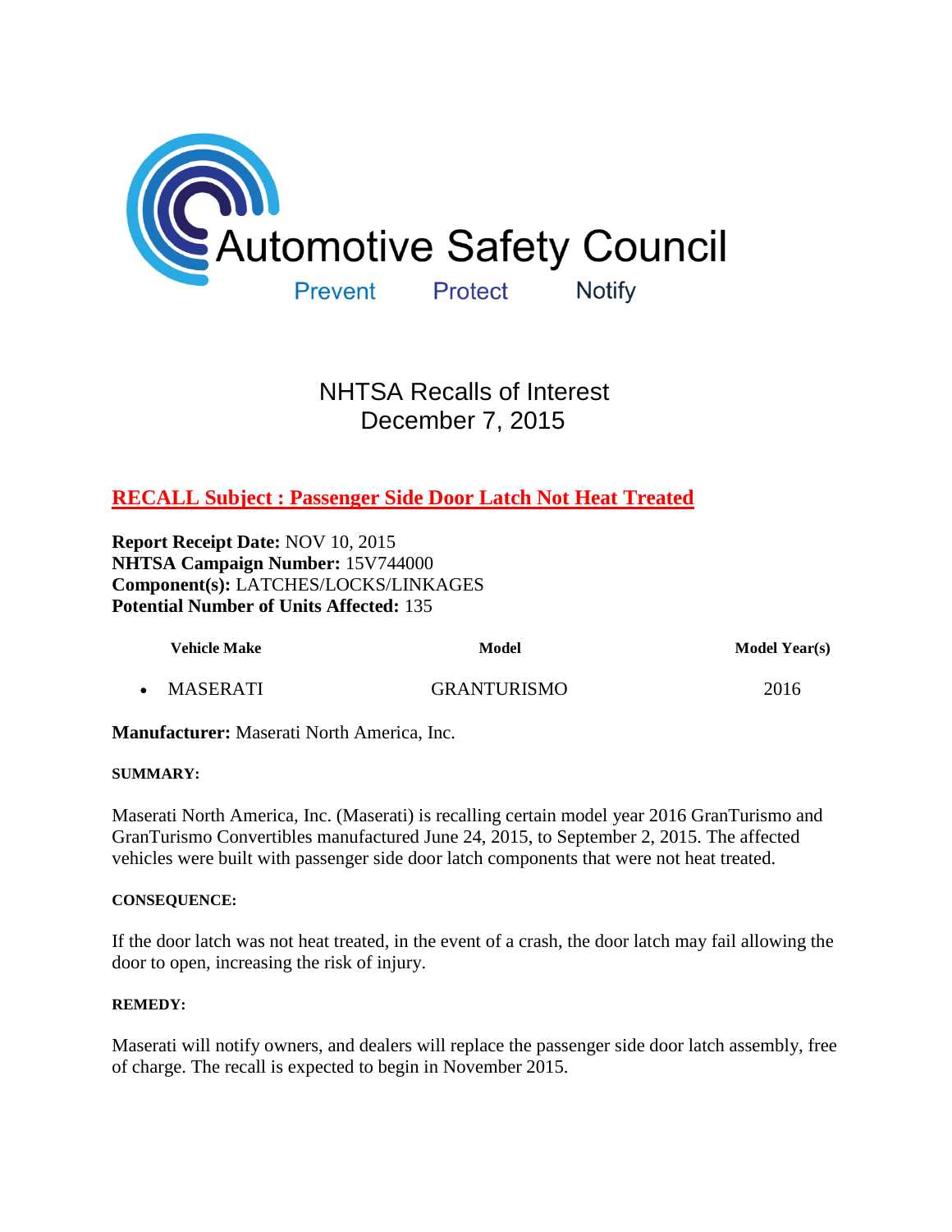# Automotive Safety Council

Prevent Protect Notify

## NHTSA Recalls of Interest
## December 7, 2015

### RECALL Subject : Passenger Side Door Latch Not Heat Treated

**Report Receipt Date:** NOV 10, 2015
**NHTSA Campaign Number:** 15V744000
**Component(s):** LATCHES/LOCKS/LINKAGES
**Potential Number of Units Affected:** 135

| Vehicle Make | Model | Model Year(s) |
| --- | --- | --- |
| MASERATI | GRANTURISMO | 2016 |

**Manufacturer:** Maserati North America, Inc.

**SUMMARY:**

Maserati North America, Inc. (Maserati) is recalling certain model year 2016 GranTurismo and GranTurismo Convertibles manufactured June 24, 2015, to September 2, 2015. The affected vehicles were built with passenger side door latch components that were not heat treated.

**CONSEQUENCE:**

If the door latch was not heat treated, in the event of a crash, the door latch may fail allowing the door to open, increasing the risk of injury.

**REMEDY:**

Maserati will notify owners, and dealers will replace the passenger side door latch assembly, free of charge. The recall is expected to begin in November 2015.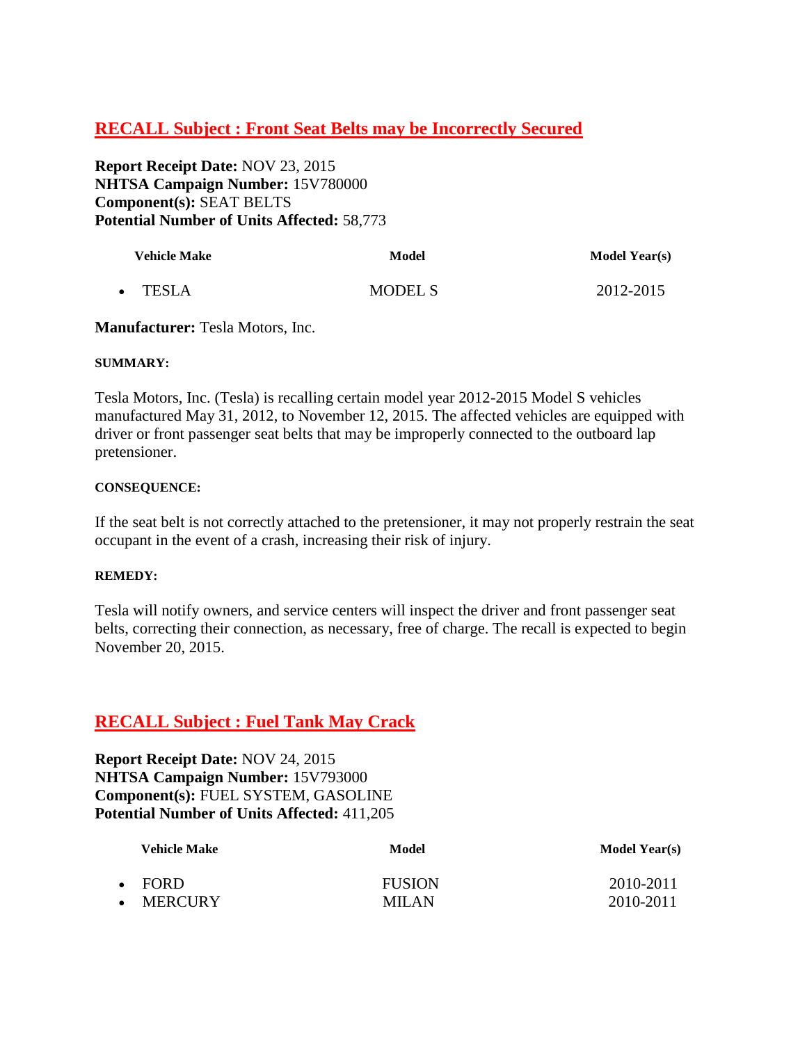## RECALL Subject : Front Seat Belts may be Incorrectly Secured

**Report Receipt Date:** NOV 23, 2015
**NHTSA Campaign Number:** 15V780000
**Component(s):** SEAT BELTS
**Potential Number of Units Affected:** 58,773

| Vehicle Make | Model | Model Year(s) |
| --- | --- | --- |
| • TESLA | MODEL S | 2012-2015 |

**Manufacturer:** Tesla Motors, Inc.

**SUMMARY:**

Tesla Motors, Inc. (Tesla) is recalling certain model year 2012-2015 Model S vehicles manufactured May 31, 2012, to November 12, 2015. The affected vehicles are equipped with driver or front passenger seat belts that may be improperly connected to the outboard lap pretensioner.

**CONSEQUENCE:**

If the seat belt is not correctly attached to the pretensioner, it may not properly restrain the seat occupant in the event of a crash, increasing their risk of injury.

**REMEDY:**

Tesla will notify owners, and service centers will inspect the driver and front passenger seat belts, correcting their connection, as necessary, free of charge. The recall is expected to begin November 20, 2015.

## RECALL Subject : Fuel Tank May Crack

**Report Receipt Date:** NOV 24, 2015
**NHTSA Campaign Number:** 15V793000
**Component(s):** FUEL SYSTEM, GASOLINE
**Potential Number of Units Affected:** 411,205

| Vehicle Make | Model | Model Year(s) |
| --- | --- | --- |
| • FORD | FUSION | 2010-2011 |
| • MERCURY | MILAN | 2010-2011 |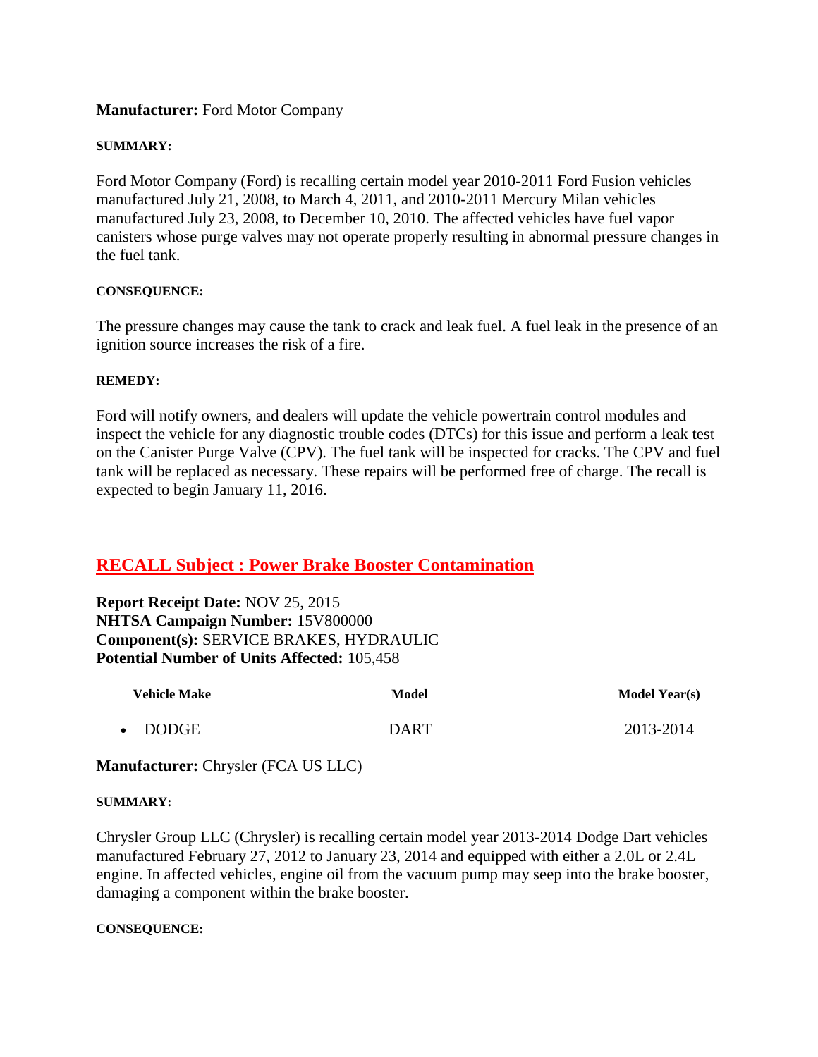**Manufacturer:** Ford Motor Company

**SUMMARY:**

Ford Motor Company (Ford) is recalling certain model year 2010-2011 Ford Fusion vehicles manufactured July 21, 2008, to March 4, 2011, and 2010-2011 Mercury Milan vehicles manufactured July 23, 2008, to December 10, 2010. The affected vehicles have fuel vapor canisters whose purge valves may not operate properly resulting in abnormal pressure changes in the fuel tank.

**CONSEQUENCE:**

The pressure changes may cause the tank to crack and leak fuel. A fuel leak in the presence of an ignition source increases the risk of a fire.

**REMEDY:**

Ford will notify owners, and dealers will update the vehicle powertrain control modules and inspect the vehicle for any diagnostic trouble codes (DTCs) for this issue and perform a leak test on the Canister Purge Valve (CPV). The fuel tank will be inspected for cracks. The CPV and fuel tank will be replaced as necessary. These repairs will be performed free of charge. The recall is expected to begin January 11, 2016.

## RECALL Subject : Power Brake Booster Contamination

**Report Receipt Date:** NOV 25, 2015
**NHTSA Campaign Number:** 15V800000
**Component(s):** SERVICE BRAKES, HYDRAULIC
**Potential Number of Units Affected:** 105,458

| Vehicle Make | Model | Model Year(s) |
|---|---|---|
| • DODGE | DART | 2013-2014 |

**Manufacturer:** Chrysler (FCA US LLC)

**SUMMARY:**

Chrysler Group LLC (Chrysler) is recalling certain model year 2013-2014 Dodge Dart vehicles manufactured February 27, 2012 to January 23, 2014 and equipped with either a 2.0L or 2.4L engine. In affected vehicles, engine oil from the vacuum pump may seep into the brake booster, damaging a component within the brake booster.

**CONSEQUENCE:**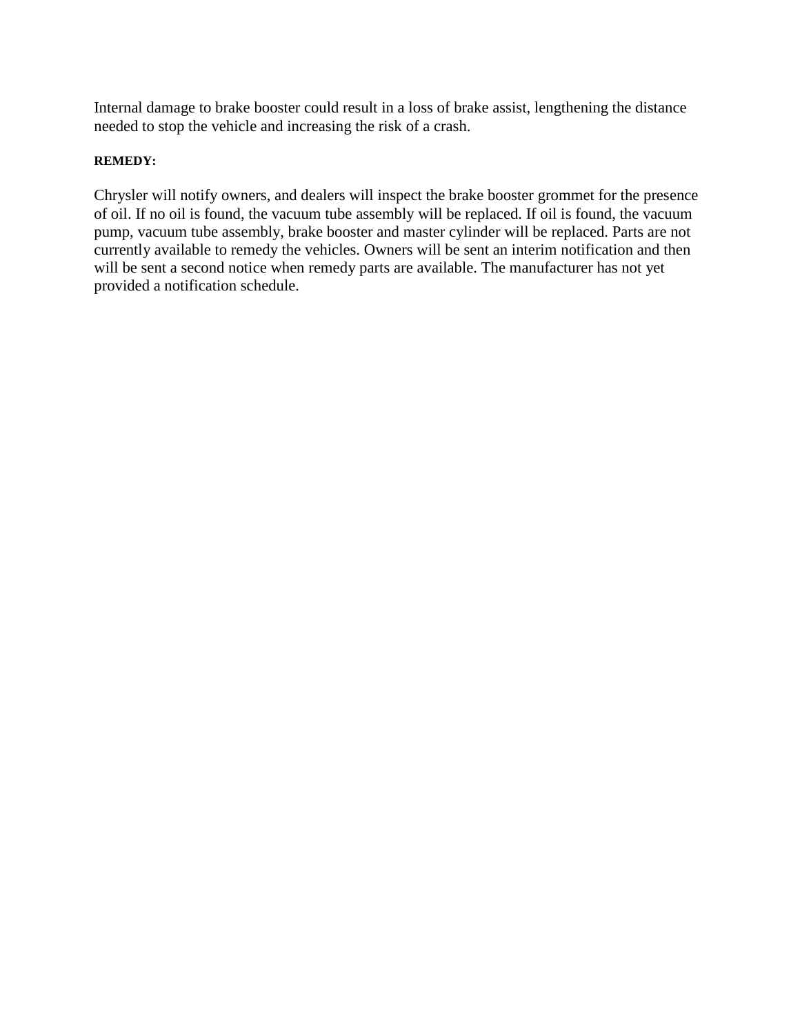Internal damage to brake booster could result in a loss of brake assist, lengthening the distance needed to stop the vehicle and increasing the risk of a crash.

**REMEDY:**

Chrysler will notify owners, and dealers will inspect the brake booster grommet for the presence of oil. If no oil is found, the vacuum tube assembly will be replaced. If oil is found, the vacuum pump, vacuum tube assembly, brake booster and master cylinder will be replaced. Parts are not currently available to remedy the vehicles. Owners will be sent an interim notification and then will be sent a second notice when remedy parts are available. The manufacturer has not yet provided a notification schedule.